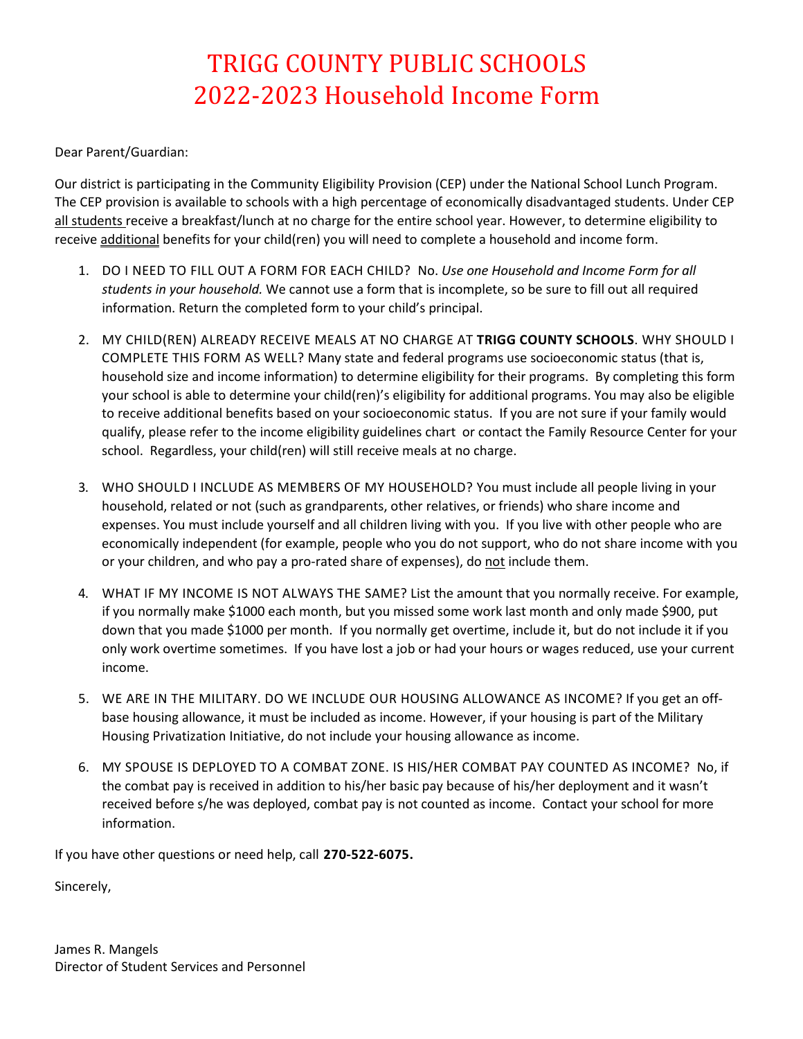# TRIGG COUNTY PUBLIC SCHOOLS
# 2022-2023 Household Income Form

Dear Parent/Guardian:

Our district is participating in the Community Eligibility Provision (CEP) under the National School Lunch Program. The CEP provision is available to schools with a high percentage of economically disadvantaged students. Under CEP all students receive a breakfast/lunch at no charge for the entire school year. However, to determine eligibility to receive additional benefits for your child(ren) you will need to complete a household and income form.

1. DO I NEED TO FILL OUT A FORM FOR EACH CHILD? No. *Use one Household and Income Form for all students in your household.* We cannot use a form that is incomplete, so be sure to fill out all required information. Return the completed form to your child's principal.

2. MY CHILD(REN) ALREADY RECEIVE MEALS AT NO CHARGE AT **TRIGG COUNTY SCHOOLS**. WHY SHOULD I COMPLETE THIS FORM AS WELL? Many state and federal programs use socioeconomic status (that is, household size and income information) to determine eligibility for their programs. By completing this form your school is able to determine your child(ren)'s eligibility for additional programs. You may also be eligible to receive additional benefits based on your socioeconomic status. If you are not sure if your family would qualify, please refer to the income eligibility guidelines chart or contact the Family Resource Center for your school. Regardless, your child(ren) will still receive meals at no charge.

3. WHO SHOULD I INCLUDE AS MEMBERS OF MY HOUSEHOLD? You must include all people living in your household, related or not (such as grandparents, other relatives, or friends) who share income and expenses. You must include yourself and all children living with you. If you live with other people who are economically independent (for example, people who you do not support, who do not share income with you or your children, and who pay a pro-rated share of expenses), do not include them.

4. WHAT IF MY INCOME IS NOT ALWAYS THE SAME? List the amount that you normally receive. For example, if you normally make $1000 each month, but you missed some work last month and only made $900, put down that you made $1000 per month. If you normally get overtime, include it, but do not include it if you only work overtime sometimes. If you have lost a job or had your hours or wages reduced, use your current income.

5. WE ARE IN THE MILITARY. DO WE INCLUDE OUR HOUSING ALLOWANCE AS INCOME? If you get an off-base housing allowance, it must be included as income. However, if your housing is part of the Military Housing Privatization Initiative, do not include your housing allowance as income.

6. MY SPOUSE IS DEPLOYED TO A COMBAT ZONE. IS HIS/HER COMBAT PAY COUNTED AS INCOME? No, if the combat pay is received in addition to his/her basic pay because of his/her deployment and it wasn't received before s/he was deployed, combat pay is not counted as income. Contact your school for more information.

If you have other questions or need help, call **270-522-6075.**

Sincerely,

James R. Mangels
Director of Student Services and Personnel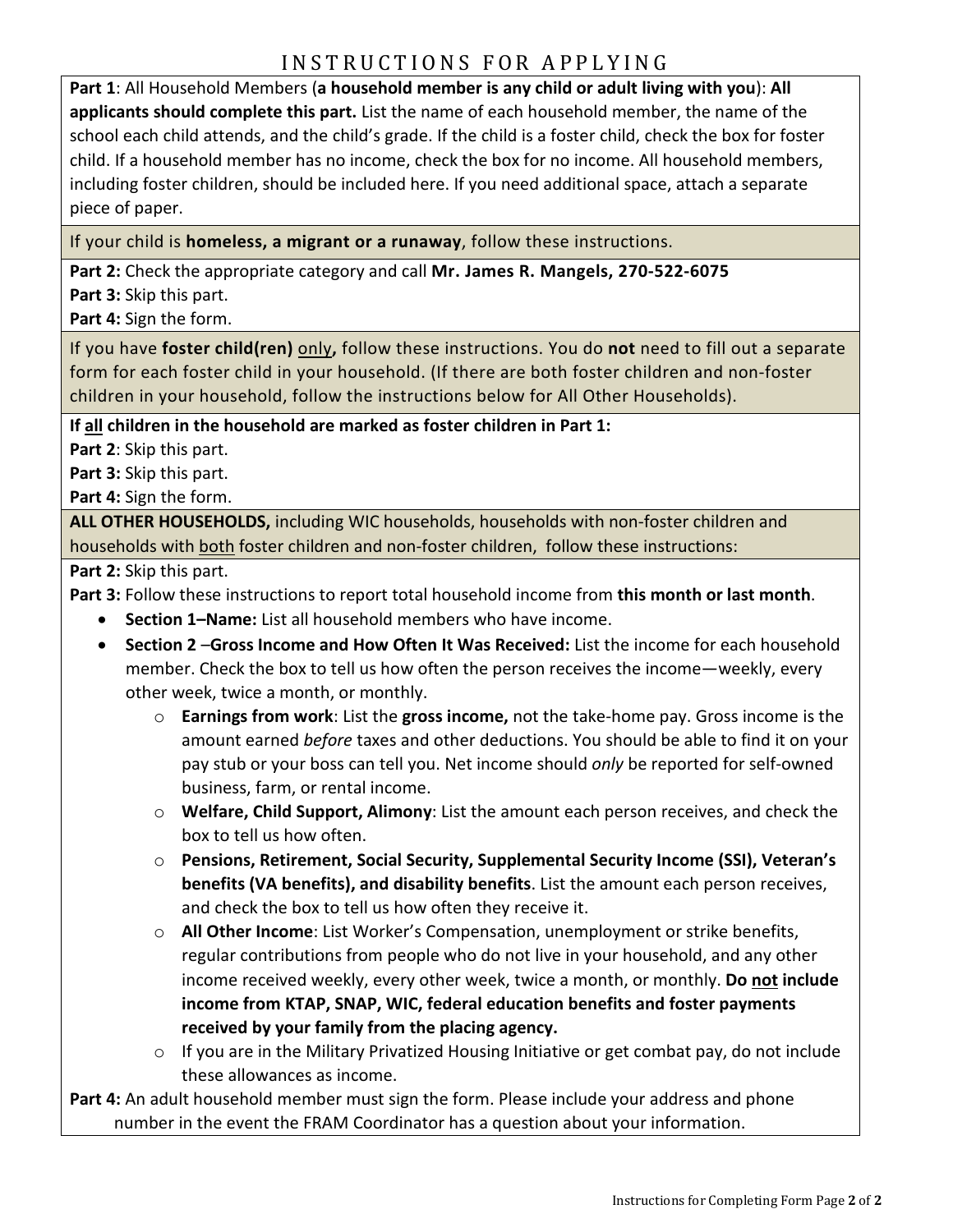# INSTRUCTIONS FOR APPLYING

**Part 1**: All Household Members (**a household member is any child or adult living with you**): **All applicants should complete this part.** List the name of each household member, the name of the school each child attends, and the child's grade. If the child is a foster child, check the box for foster child. If a household member has no income, check the box for no income. All household members, including foster children, should be included here. If you need additional space, attach a separate piece of paper.

If your child is **homeless, a migrant or a runaway**, follow these instructions.

**Part 2:** Check the appropriate category and call **Mr. James R. Mangels, 270-522-6075**
**Part 3:** Skip this part.
**Part 4:** Sign the form.

If you have **foster child(ren)** only**,** follow these instructions. You do **not** need to fill out a separate form for each foster child in your household. (If there are both foster children and non-foster children in your household, follow the instructions below for All Other Households).

**If all children in the household are marked as foster children in Part 1:**
**Part 2**: Skip this part.
**Part 3:** Skip this part.
**Part 4:** Sign the form.

**ALL OTHER HOUSEHOLDS,** including WIC households, households with non-foster children and households with both foster children and non-foster children, follow these instructions:

**Part 2:** Skip this part.
**Part 3:** Follow these instructions to report total household income from **this month or last month**.

- **Section 1–Name:** List all household members who have income.
- **Section 2** –**Gross Income and How Often It Was Received:** List the income for each household member. Check the box to tell us how often the person receives the income—weekly, every other week, twice a month, or monthly.
  - **Earnings from work**: List the **gross income,** not the take-home pay. Gross income is the amount earned *before* taxes and other deductions. You should be able to find it on your pay stub or your boss can tell you. Net income should *only* be reported for self-owned business, farm, or rental income.
  - **Welfare, Child Support, Alimony**: List the amount each person receives, and check the box to tell us how often.
  - **Pensions, Retirement, Social Security, Supplemental Security Income (SSI), Veteran's benefits (VA benefits), and disability benefits**. List the amount each person receives, and check the box to tell us how often they receive it.
  - **All Other Income**: List Worker's Compensation, unemployment or strike benefits, regular contributions from people who do not live in your household, and any other income received weekly, every other week, twice a month, or monthly. **Do not include income from KTAP, SNAP, WIC, federal education benefits and foster payments received by your family from the placing agency.**
  - If you are in the Military Privatized Housing Initiative or get combat pay, do not include these allowances as income.

**Part 4:** An adult household member must sign the form. Please include your address and phone number in the event the FRAM Coordinator has a question about your information.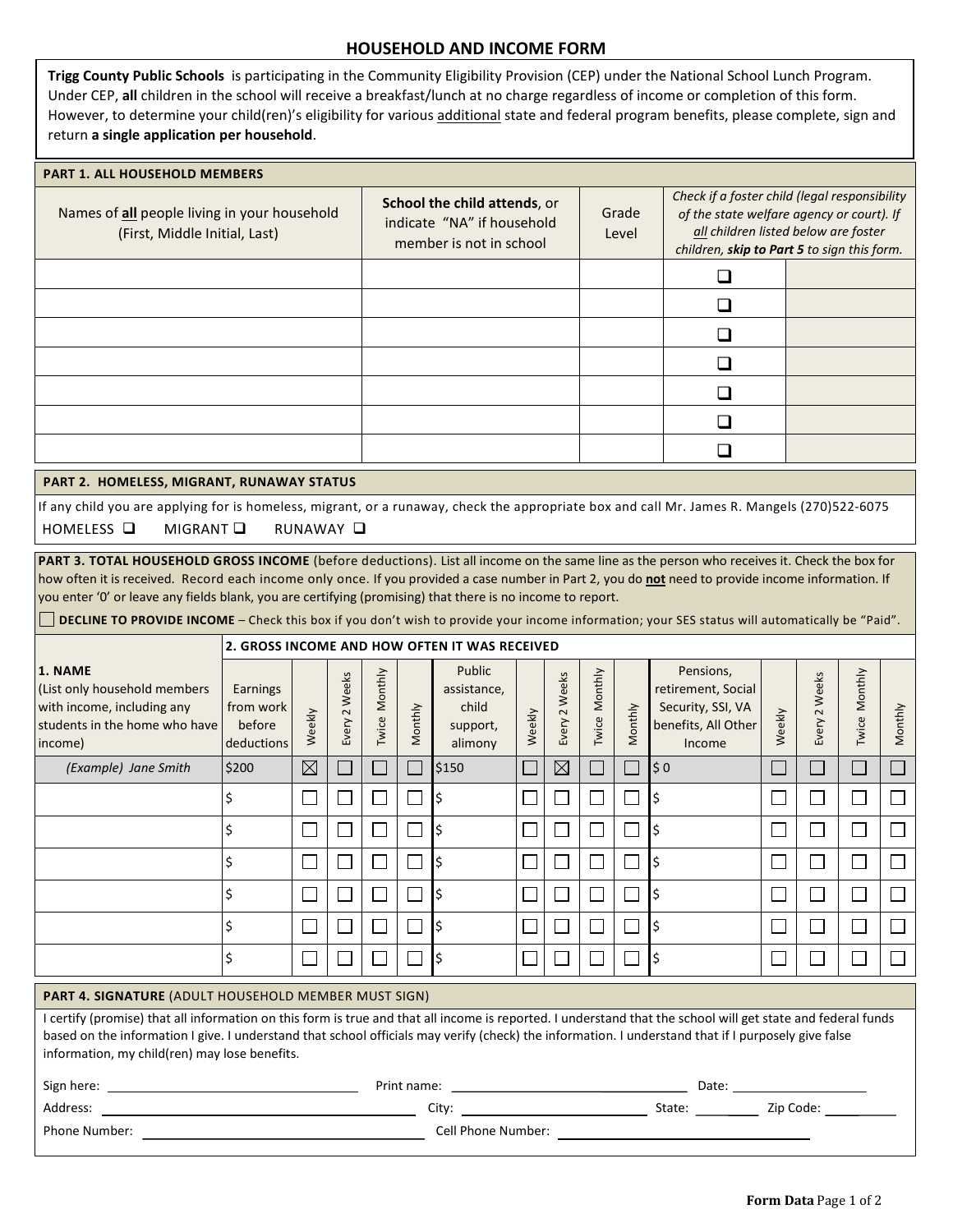# HOUSEHOLD AND INCOME FORM

**Trigg County Public Schools** is participating in the Community Eligibility Provision (CEP) under the National School Lunch Program. Under CEP, **all** children in the school will receive a breakfast/lunch at no charge regardless of income or completion of this form. However, to determine your child(ren)'s eligibility for various additional state and federal program benefits, please complete, sign and return **a single application per household**.

## PART 1. ALL HOUSEHOLD MEMBERS

| Names of **all** people living in your household (First, Middle Initial, Last) | **School the child attends**, or indicate "NA" if household member is not in school | Grade Level | *Check if a foster child (legal responsibility of the state welfare agency or court). If all children listed below are foster children, **skip to Part 5** to sign this form.* | |
|---|---|---|---|---|
| | | | ☐ | |
| | | | ☐ | |
| | | | ☐ | |
| | | | ☐ | |
| | | | ☐ | |
| | | | ☐ | |
| | | | ☐ | |

## PART 2. HOMELESS, MIGRANT, RUNAWAY STATUS

If any child you are applying for is homeless, migrant, or a runaway, check the appropriate box and call Mr. James R. Mangels (270)522-6075

HOMELESS ☐ MIGRANT ☐ RUNAWAY ☐

## PART 3. TOTAL HOUSEHOLD GROSS INCOME

(before deductions). List all income on the same line as the person who receives it. Check the box for how often it is received. Record each income only once. If you provided a case number in Part 2, you do **not** need to provide income information. If you enter '0' or leave any fields blank, you are certifying (promising) that there is no income to report.

☐ **DECLINE TO PROVIDE INCOME** – Check this box if you don't wish to provide your income information; your SES status will automatically be "Paid".

| 1. NAME (List only household members with income, including any students in the home who have income) | 2. GROSS INCOME AND HOW OFTEN IT WAS RECEIVED | | | | | | | | | | | | | | |
|---|---|---|---|---|---|---|---|---|---|---|---|---|---|---|---|
| | Earnings from work before deductions | Weekly | Every 2 Weeks | Twice Monthly | Monthly | Public assistance, child support, alimony | Weekly | Every 2 Weeks | Twice Monthly | Monthly | Pensions, retirement, Social Security, SSI, VA benefits, All Other Income | Weekly | Every 2 Weeks | Twice Monthly | Monthly |
| *(Example) Jane Smith* | $200 | ☒ | ☐ | ☐ | ☐ | $150 | ☐ | ☒ | ☐ | ☐ | $ 0 | ☐ | ☐ | ☐ | ☐ |
| | $ | ☐ | ☐ | ☐ | ☐ | $ | ☐ | ☐ | ☐ | ☐ | $ | ☐ | ☐ | ☐ | ☐ |
| | $ | ☐ | ☐ | ☐ | ☐ | $ | ☐ | ☐ | ☐ | ☐ | $ | ☐ | ☐ | ☐ | ☐ |
| | $ | ☐ | ☐ | ☐ | ☐ | $ | ☐ | ☐ | ☐ | ☐ | $ | ☐ | ☐ | ☐ | ☐ |
| | $ | ☐ | ☐ | ☐ | ☐ | $ | ☐ | ☐ | ☐ | ☐ | $ | ☐ | ☐ | ☐ | ☐ |
| | $ | ☐ | ☐ | ☐ | ☐ | $ | ☐ | ☐ | ☐ | ☐ | $ | ☐ | ☐ | ☐ | ☐ |
| | $ | ☐ | ☐ | ☐ | ☐ | $ | ☐ | ☐ | ☐ | ☐ | $ | ☐ | ☐ | ☐ | ☐ |

## PART 4. SIGNATURE (ADULT HOUSEHOLD MEMBER MUST SIGN)

I certify (promise) that all information on this form is true and that all income is reported. I understand that the school will get state and federal funds based on the information I give. I understand that school officials may verify (check) the information. I understand that if I purposely give false information, my child(ren) may lose benefits.

Sign here: ______________________ Print name: ______________________ Date: ______________

Address: ______________________ City: ______________________ State: ________ Zip Code: ________

Phone Number: ______________________ Cell Phone Number: ______________________

**Form Data**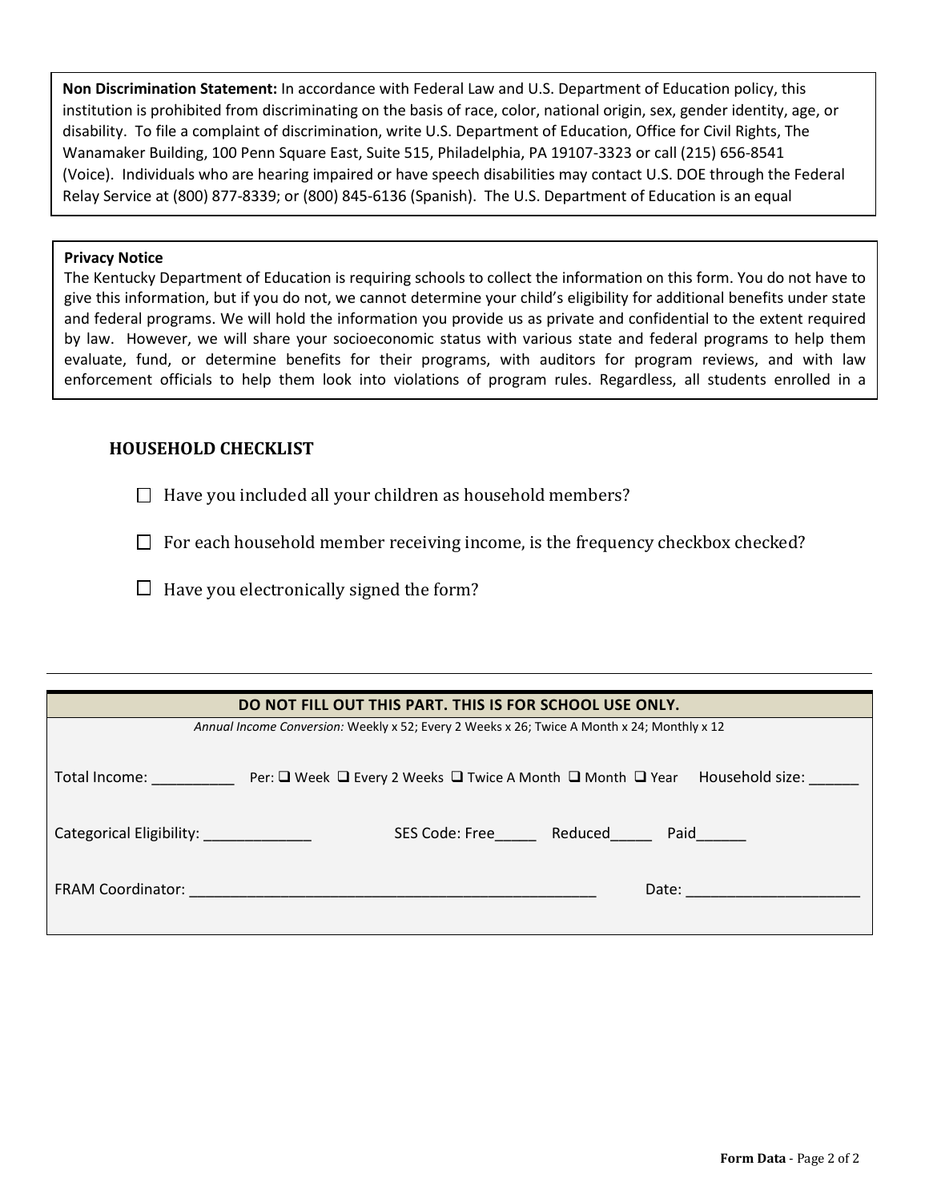**Non Discrimination Statement:** In accordance with Federal Law and U.S. Department of Education policy, this institution is prohibited from discriminating on the basis of race, color, national origin, sex, gender identity, age, or disability. To file a complaint of discrimination, write U.S. Department of Education, Office for Civil Rights, The Wanamaker Building, 100 Penn Square East, Suite 515, Philadelphia, PA 19107-3323 or call (215) 656-8541 (Voice). Individuals who are hearing impaired or have speech disabilities may contact U.S. DOE through the Federal Relay Service at (800) 877-8339; or (800) 845-6136 (Spanish). The U.S. Department of Education is an equal

**Privacy Notice**

The Kentucky Department of Education is requiring schools to collect the information on this form. You do not have to give this information, but if you do not, we cannot determine your child's eligibility for additional benefits under state and federal programs. We will hold the information you provide us as private and confidential to the extent required by law. However, we will share your socioeconomic status with various state and federal programs to help them evaluate, fund, or determine benefits for their programs, with auditors for program reviews, and with law enforcement officials to help them look into violations of program rules. Regardless, all students enrolled in a

## HOUSEHOLD CHECKLIST

- ☐ Have you included all your children as household members?
- ☐ For each household member receiving income, is the frequency checkbox checked?
- ☐ Have you electronically signed the form?

---

**DO NOT FILL OUT THIS PART. THIS IS FOR SCHOOL USE ONLY.**

*Annual Income Conversion:* Weekly x 52; Every 2 Weeks x 26; Twice A Month x 24; Monthly x 12

Total Income: __________ Per: ❑ Week ❑ Every 2 Weeks ❑ Twice A Month ❑ Month ❑ Year Household size: ______

Categorical Eligibility: _____________ SES Code: Free_____ Reduced_____ Paid______

FRAM Coordinator: ___________________________________________________ Date: _____________________